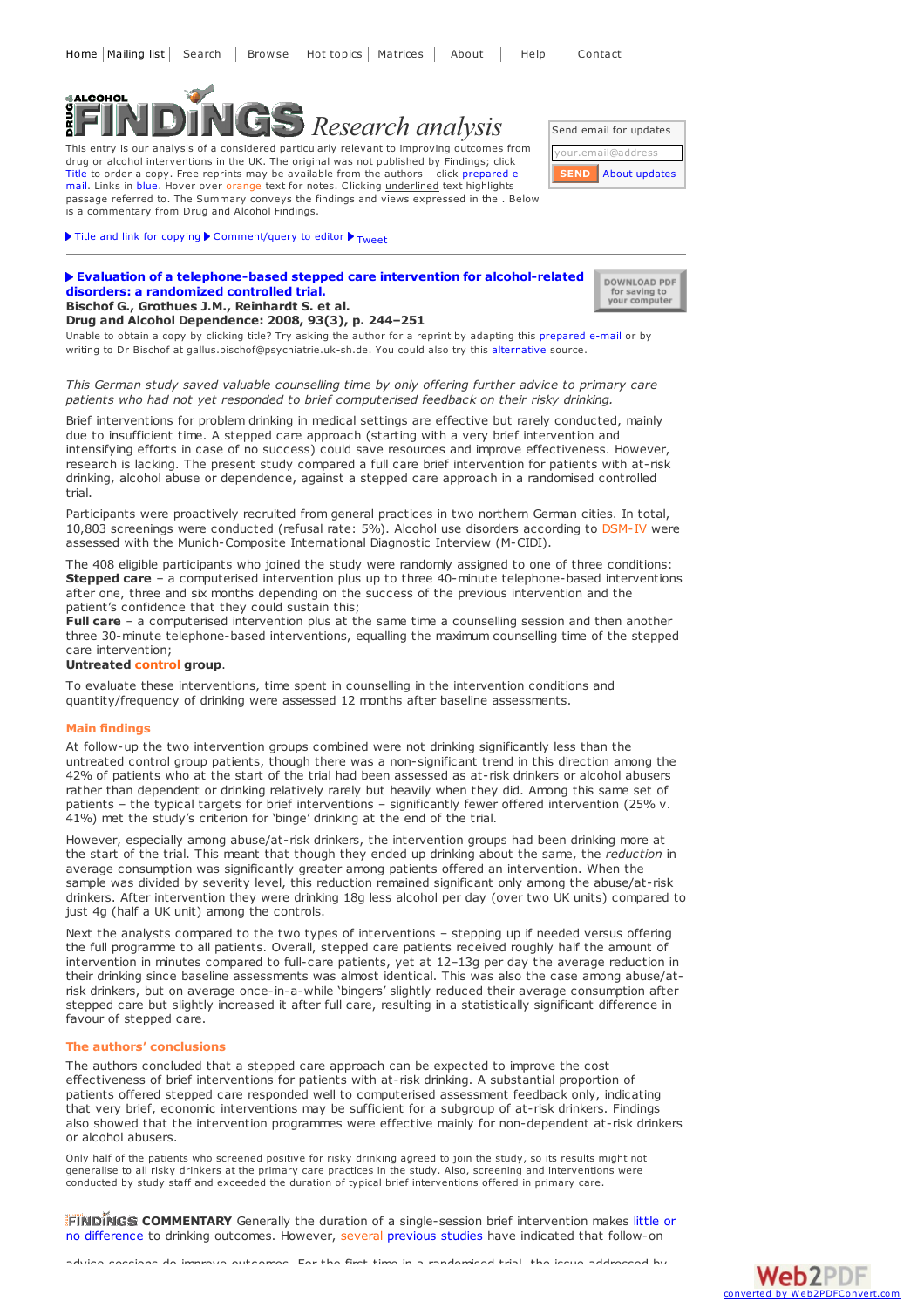Home | Mailing list | Search | Browse | Hot topics | Matrices | About | Help | Contact

# DRUG ALCOHOL FINDINGS *Research analysis*

This entry is our analysis of a considered particularly relevant to improving outcomes from drug or alcohol interventions in the UK. The original was not published by Findings; click Title to order a copy. Free reprints may be available from the authors – click prepared e-mail. Links in blue. Hover over orange text for notes. Clicking underlined text highlights passage referred to. The Summary conveys the findings and views expressed in the . Below is a commentary from Drug and Alcohol Findings.

Send email for updates

your.email@address

SEND About updates

▶ Title and link for copying ▶ Comment/query to editor ▶ Tweet

**▶ Evaluation of a telephone-based stepped care intervention for alcohol-related disorders: a randomized controlled trial.**

**Bischof G., Grothues J.M., Reinhardt S. et al.**

**Drug and Alcohol Dependence: 2008, 93(3), p. 244–251**

DOWNLOAD PDF for saving to your computer

Unable to obtain a copy by clicking title? Try asking the author for a reprint by adapting this prepared e-mail or by writing to Dr Bischof at gallus.bischof@psychiatrie.uk-sh.de. You could also try this alternative source.

*This German study saved valuable counselling time by only offering further advice to primary care patients who had not yet responded to brief computerised feedback on their risky drinking.*

Brief interventions for problem drinking in medical settings are effective but rarely conducted, mainly due to insufficient time. A stepped care approach (starting with a very brief intervention and intensifying efforts in case of no success) could save resources and improve effectiveness. However, research is lacking. The present study compared a full care brief intervention for patients with at-risk drinking, alcohol abuse or dependence, against a stepped care approach in a randomised controlled trial.

Participants were proactively recruited from general practices in two northern German cities. In total, 10,803 screenings were conducted (refusal rate: 5%). Alcohol use disorders according to DSM-IV were assessed with the Munich-Composite International Diagnostic Interview (M-CIDI).

The 408 eligible participants who joined the study were randomly assigned to one of three conditions:
**Stepped care** – a computerised intervention plus up to three 40-minute telephone-based interventions after one, three and six months depending on the success of the previous intervention and the patient's confidence that they could sustain this;
**Full care** – a computerised intervention plus at the same time a counselling session and then another three 30-minute telephone-based interventions, equalling the maximum counselling time of the stepped care intervention;
**Untreated control group**.

To evaluate these interventions, time spent in counselling in the intervention conditions and quantity/frequency of drinking were assessed 12 months after baseline assessments.

## Main findings

At follow-up the two intervention groups combined were not drinking significantly less than the untreated control group patients, though there was a non-significant trend in this direction among the 42% of patients who at the start of the trial had been assessed as at-risk drinkers or alcohol abusers rather than dependent or drinking relatively rarely but heavily when they did. Among this same set of patients – the typical targets for brief interventions – significantly fewer offered intervention (25% v. 41%) met the study's criterion for 'binge' drinking at the end of the trial.

However, especially among abuse/at-risk drinkers, the intervention groups had been drinking more at the start of the trial. This meant that though they ended up drinking about the same, the *reduction* in average consumption was significantly greater among patients offered an intervention. When the sample was divided by severity level, this reduction remained significant only among the abuse/at-risk drinkers. After intervention they were drinking 18g less alcohol per day (over two UK units) compared to just 4g (half a UK unit) among the controls.

Next the analysts compared to the two types of interventions – stepping up if needed versus offering the full programme to all patients. Overall, stepped care patients received roughly half the amount of intervention in minutes compared to full-care patients, yet at 12–13g per day the average reduction in their drinking since baseline assessments was almost identical. This was also the case among abuse/at-risk drinkers, but on average once-in-a-while 'bingers' slightly reduced their average consumption after stepped care but slightly increased it after full care, resulting in a statistically significant difference in favour of stepped care.

## The authors' conclusions

The authors concluded that a stepped care approach can be expected to improve the cost effectiveness of brief interventions for patients with at-risk drinking. A substantial proportion of patients offered stepped care responded well to computerised assessment feedback only, indicating that very brief, economic interventions may be sufficient for a subgroup of at-risk drinkers. Findings also showed that the intervention programmes were effective mainly for non-dependent at-risk drinkers or alcohol abusers.

Only half of the patients who screened positive for risky drinking agreed to join the study, so its results might not generalise to all risky drinkers at the primary care practices in the study. Also, screening and interventions were conducted by study staff and exceeded the duration of typical brief interventions offered in primary care.

**FINDINGS COMMENTARY** Generally the duration of a single-session brief intervention makes little or no difference to drinking outcomes. However, several previous studies have indicated that follow-on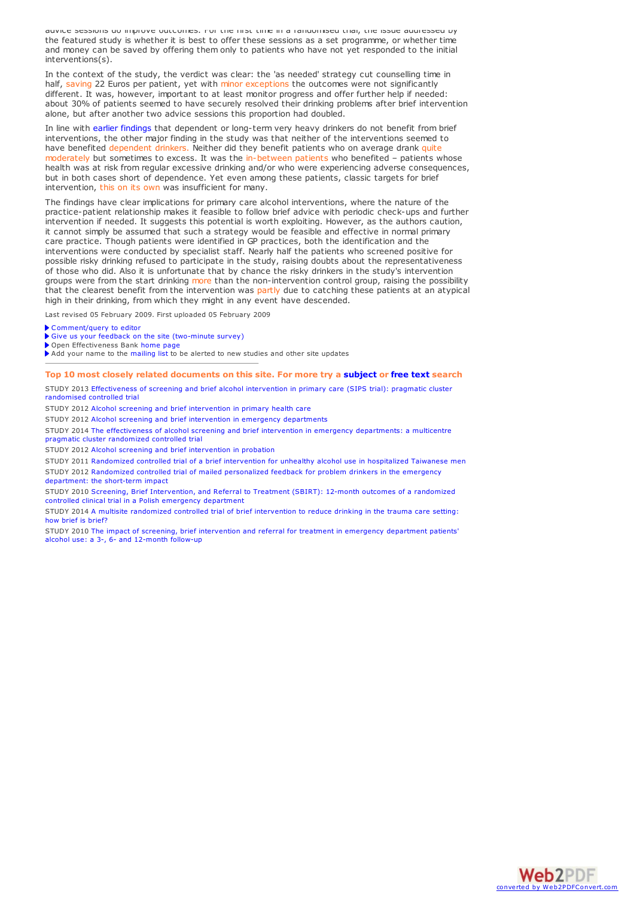advice sessions do improve outcomes. For the first time in a randomised trial, the issue addressed by the featured study is whether it is best to offer these sessions as a set programme, or whether time and money can be saved by offering them only to patients who have not yet responded to the initial interventions(s).

In the context of the study, the verdict was clear: the 'as needed' strategy cut counselling time in half, saving 22 Euros per patient, yet with minor exceptions the outcomes were not significantly different. It was, however, important to at least monitor progress and offer further help if needed: about 30% of patients seemed to have securely resolved their drinking problems after brief intervention alone, but after another two advice sessions this proportion had doubled.

In line with earlier findings that dependent or long-term very heavy drinkers do not benefit from brief interventions, the other major finding in the study was that neither of the interventions seemed to have benefited dependent drinkers. Neither did they benefit patients who on average drank quite moderately but sometimes to excess. It was the in-between patients who benefited – patients whose health was at risk from regular excessive drinking and/or who were experiencing adverse consequences, but in both cases short of dependence. Yet even among these patients, classic targets for brief intervention, this on its own was insufficient for many.

The findings have clear implications for primary care alcohol interventions, where the nature of the practice-patient relationship makes it feasible to follow brief advice with periodic check-ups and further intervention if needed. It suggests this potential is worth exploiting. However, as the authors caution, it cannot simply be assumed that such a strategy would be feasible and effective in normal primary care practice. Though patients were identified in GP practices, both the identification and the interventions were conducted by specialist staff. Nearly half the patients who screened positive for possible risky drinking refused to participate in the study, raising doubts about the representativeness of those who did. Also it is unfortunate that by chance the risky drinkers in the study's intervention groups were from the start drinking more than the non-intervention control group, raising the possibility that the clearest benefit from the intervention was partly due to catching these patients at an atypical high in their drinking, from which they might in any event have descended.

Last revised 05 February 2009. First uploaded 05 February 2009

- Comment/query to editor
- Give us your feedback on the site (two-minute survey)
- Open Effectiveness Bank home page
- Add your name to the mailing list to be alerted to new studies and other site updates

**Top 10 most closely related documents on this site. For more try a subject or free text search**

STUDY 2013 Effectiveness of screening and brief alcohol intervention in primary care (SIPS trial): pragmatic cluster randomised controlled trial

STUDY 2012 Alcohol screening and brief intervention in primary health care

STUDY 2012 Alcohol screening and brief intervention in emergency departments

STUDY 2014 The effectiveness of alcohol screening and brief intervention in emergency departments: a multicentre pragmatic cluster randomized controlled trial

STUDY 2012 Alcohol screening and brief intervention in probation

STUDY 2011 Randomized controlled trial of a brief intervention for unhealthy alcohol use in hospitalized Taiwanese men

STUDY 2012 Randomized controlled trial of mailed personalized feedback for problem drinkers in the emergency department: the short-term impact

STUDY 2010 Screening, Brief Intervention, and Referral to Treatment (SBIRT): 12-month outcomes of a randomized controlled clinical trial in a Polish emergency department

STUDY 2014 A multisite randomized controlled trial of brief intervention to reduce drinking in the trauma care setting: how brief is brief?

STUDY 2010 The impact of screening, brief intervention and referral for treatment in emergency department patients' alcohol use: a 3-, 6- and 12-month follow-up